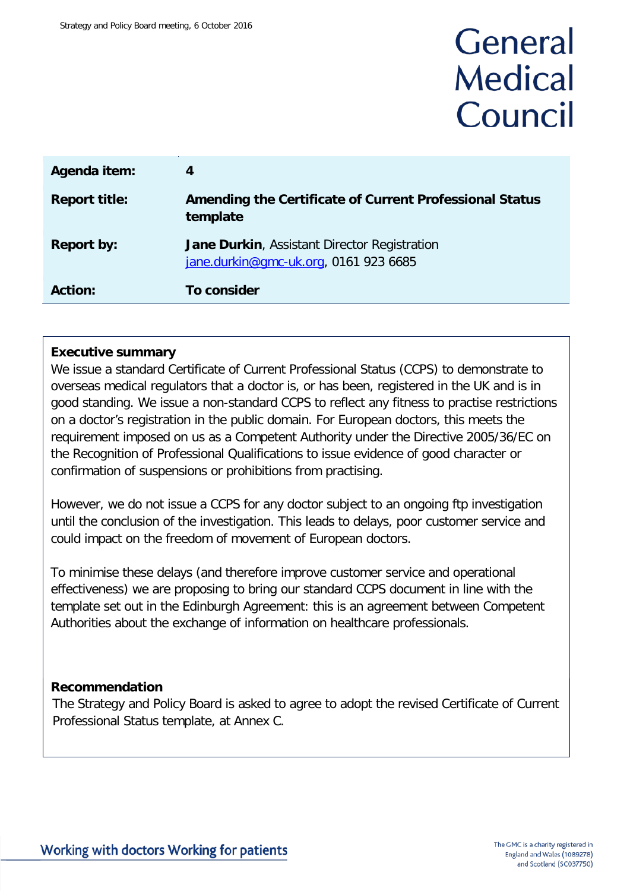Strategy and Policy Board meeting, 6 October 2016

# General Medical Council

| | |
|---|---|
| **Agenda item:** | **4** |
| **Report title:** | **Amending the Certificate of Current Professional Status template** |
| **Report by:** | **Jane Durkin**, Assistant Director Registration<br>jane.durkin@gmc-uk.org, 0161 923 6685 |
| **Action:** | **To consider** |

**Executive summary**

We issue a standard Certificate of Current Professional Status (CCPS) to demonstrate to overseas medical regulators that a doctor is, or has been, registered in the UK and is in good standing. We issue a non-standard CCPS to reflect any fitness to practise restrictions on a doctor's registration in the public domain. For European doctors, this meets the requirement imposed on us as a Competent Authority under the Directive 2005/36/EC on the Recognition of Professional Qualifications to issue evidence of good character or confirmation of suspensions or prohibitions from practising.

However, we do not issue a CCPS for any doctor subject to an ongoing ftp investigation until the conclusion of the investigation. This leads to delays, poor customer service and could impact on the freedom of movement of European doctors.

To minimise these delays (and therefore improve customer service and operational effectiveness) we are proposing to bring our standard CCPS document in line with the template set out in the Edinburgh Agreement: this is an agreement between Competent Authorities about the exchange of information on healthcare professionals.

**Recommendation**

The Strategy and Policy Board is asked to agree to adopt the revised Certificate of Current Professional Status template, at Annex C.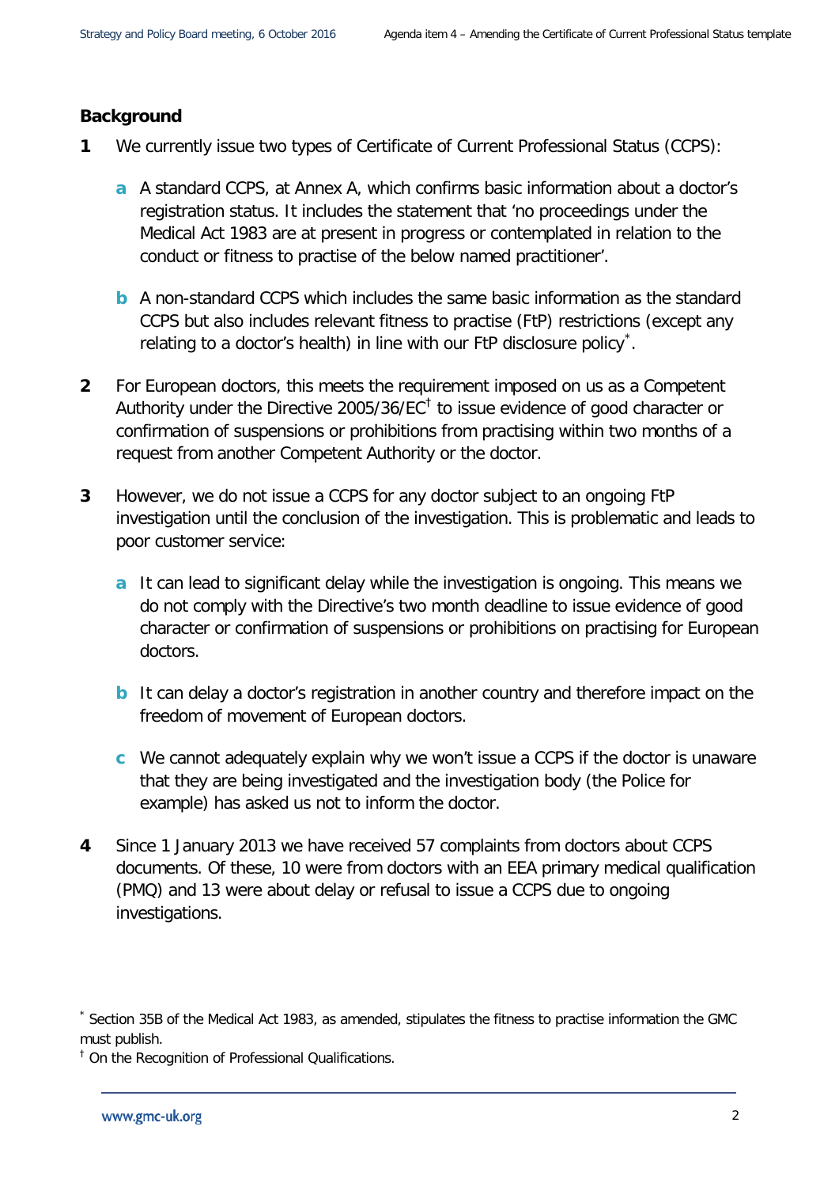## Background

1. We currently issue two types of Certificate of Current Professional Status (CCPS):

   a. A standard CCPS, at Annex A, which confirms basic information about a doctor's registration status. It includes the statement that 'no proceedings under the Medical Act 1983 are at present in progress or contemplated in relation to the conduct or fitness to practise of the below named practitioner'.

   b. A non-standard CCPS which includes the same basic information as the standard CCPS but also includes relevant fitness to practise (FtP) restrictions (except any relating to a doctor's health) in line with our FtP disclosure policy[*].

2. For European doctors, this meets the requirement imposed on us as a Competent Authority under the Directive 2005/36/EC[†] to issue evidence of good character or confirmation of suspensions or prohibitions from practising within two months of a request from another Competent Authority or the doctor.

3. However, we do not issue a CCPS for any doctor subject to an ongoing FtP investigation until the conclusion of the investigation. This is problematic and leads to poor customer service:

   a. It can lead to significant delay while the investigation is ongoing. This means we do not comply with the Directive's two month deadline to issue evidence of good character or confirmation of suspensions or prohibitions on practising for European doctors.

   b. It can delay a doctor's registration in another country and therefore impact on the freedom of movement of European doctors.

   c. We cannot adequately explain why we won't issue a CCPS if the doctor is unaware that they are being investigated and the investigation body (the Police for example) has asked us not to inform the doctor.

4. Since 1 January 2013 we have received 57 complaints from doctors about CCPS documents. Of these, 10 were from doctors with an EEA primary medical qualification (PMQ) and 13 were about delay or refusal to issue a CCPS due to ongoing investigations.

---

[*] Section 35B of the Medical Act 1983, as amended, stipulates the fitness to practise information the GMC must publish.

[†] On the Recognition of Professional Qualifications.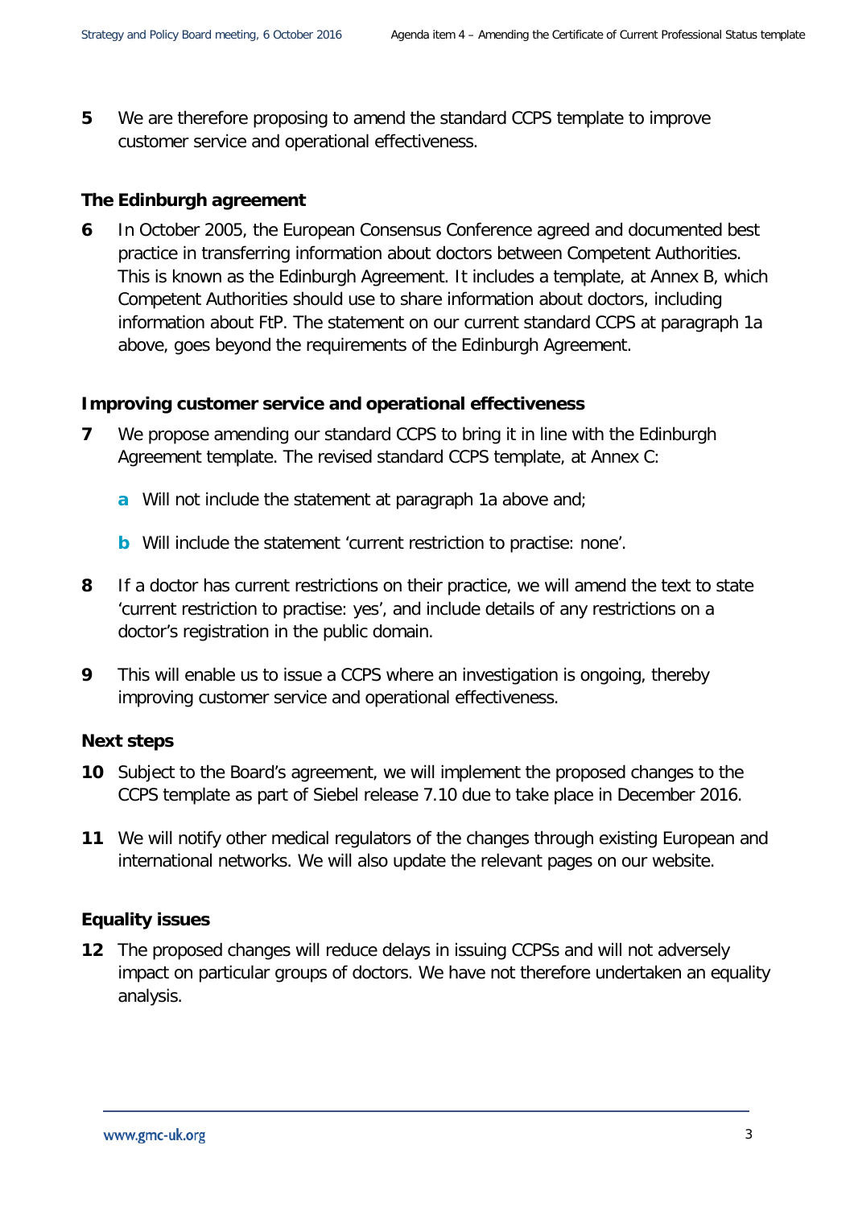**5** We are therefore proposing to amend the standard CCPS template to improve customer service and operational effectiveness.

### The Edinburgh agreement

**6** In October 2005, the European Consensus Conference agreed and documented best practice in transferring information about doctors between Competent Authorities. This is known as the Edinburgh Agreement. It includes a template, at Annex B, which Competent Authorities should use to share information about doctors, including information about FtP. The statement on our current standard CCPS at paragraph 1a above, goes beyond the requirements of the Edinburgh Agreement.

### Improving customer service and operational effectiveness

**7** We propose amending our standard CCPS to bring it in line with the Edinburgh Agreement template. The revised standard CCPS template, at Annex C:

- **a** Will not include the statement at paragraph 1a above and;
- **b** Will include the statement 'current restriction to practise: none'.

**8** If a doctor has current restrictions on their practice, we will amend the text to state 'current restriction to practise: yes', and include details of any restrictions on a doctor's registration in the public domain.

**9** This will enable us to issue a CCPS where an investigation is ongoing, thereby improving customer service and operational effectiveness.

### Next steps

**10** Subject to the Board's agreement, we will implement the proposed changes to the CCPS template as part of Siebel release 7.10 due to take place in December 2016.

**11** We will notify other medical regulators of the changes through existing European and international networks. We will also update the relevant pages on our website.

### Equality issues

**12** The proposed changes will reduce delays in issuing CCPSs and will not adversely impact on particular groups of doctors. We have not therefore undertaken an equality analysis.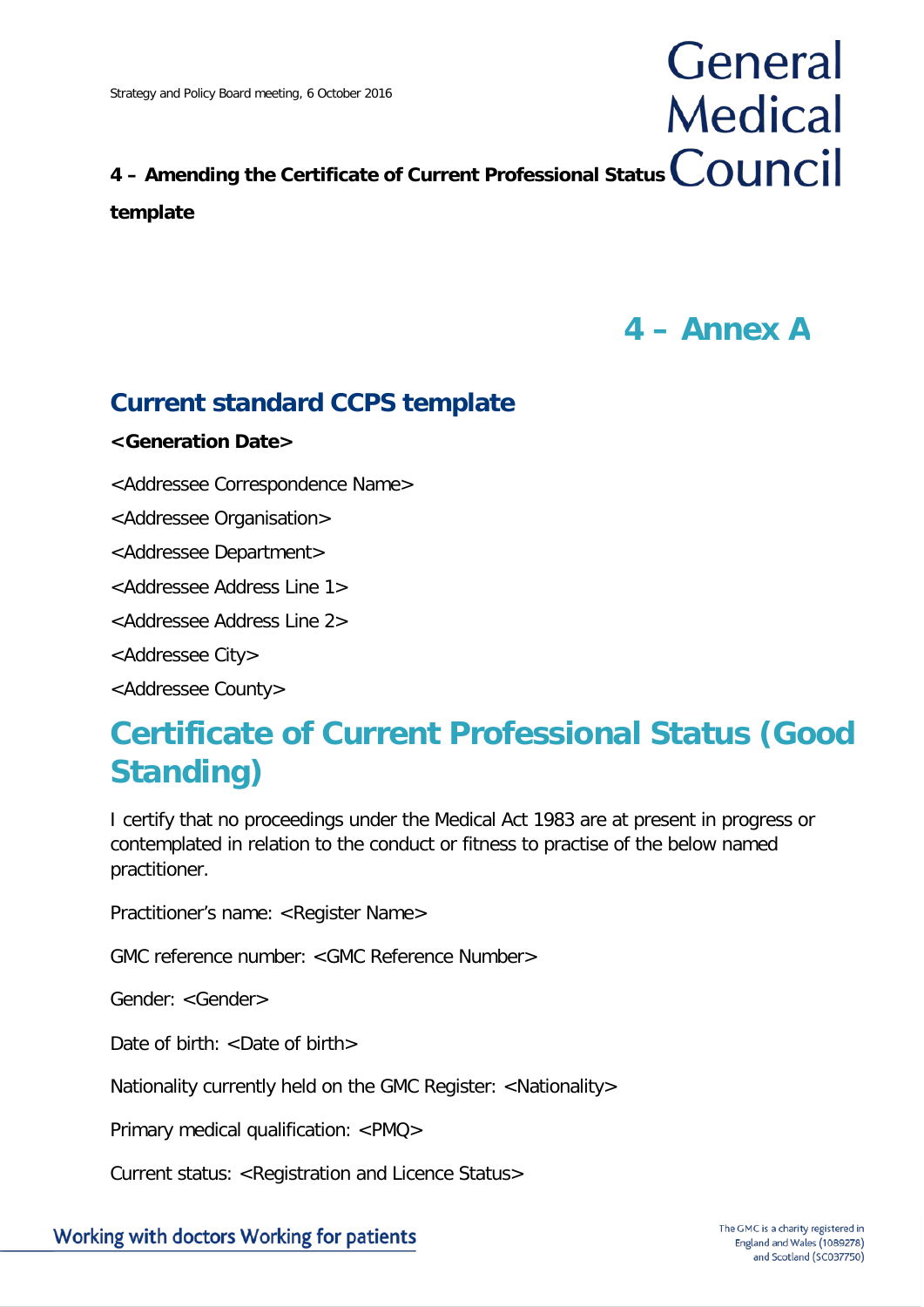## 4 – Annex A

## Current standard CCPS template

**<Generation Date>**

<Addressee Correspondence Name>

<Addressee Organisation>

<Addressee Department>

<Addressee Address Line 1>

<Addressee Address Line 2>

<Addressee City>

<Addressee County>

# Certificate of Current Professional Status (Good Standing)

I certify that no proceedings under the Medical Act 1983 are at present in progress or contemplated in relation to the conduct or fitness to practise of the below named practitioner.

Practitioner's name: <Register Name>

GMC reference number: <GMC Reference Number>

Gender: <Gender>

Date of birth: <Date of birth>

Nationality currently held on the GMC Register: <Nationality>

Primary medical qualification: <PMQ>

Current status: <Registration and Licence Status>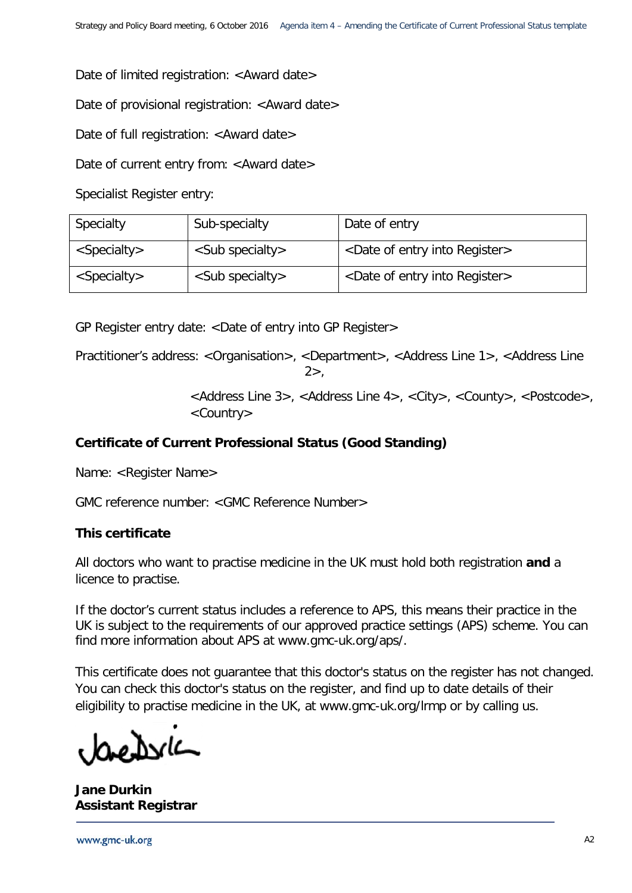Date of limited registration: <Award date>

Date of provisional registration: <Award date>

Date of full registration: <Award date>

Date of current entry from: <Award date>

Specialist Register entry:

| Specialty | Sub-specialty | Date of entry |
|---|---|---|
| <Specialty> | <Sub specialty> | <Date of entry into Register> |
| <Specialty> | <Sub specialty> | <Date of entry into Register> |

GP Register entry date: <Date of entry into GP Register>

Practitioner's address: <Organisation>, <Department>, <Address Line 1>, <Address Line 2>,

<Address Line 3>, <Address Line 4>, <City>, <County>, <Postcode>, <Country>

**Certificate of Current Professional Status (Good Standing)**

Name: <Register Name>

GMC reference number: <GMC Reference Number>

**This certificate**

All doctors who want to practise medicine in the UK must hold both registration **and** a licence to practise.

If the doctor's current status includes a reference to APS, this means their practice in the UK is subject to the requirements of our approved practice settings (APS) scheme. You can find more information about APS at www.gmc-uk.org/aps/.

This certificate does not guarantee that this doctor's status on the register has not changed. You can check this doctor's status on the register, and find up to date details of their eligibility to practise medicine in the UK, at www.gmc-uk.org/lrmp or by calling us.

**Jane Durkin**
**Assistant Registrar**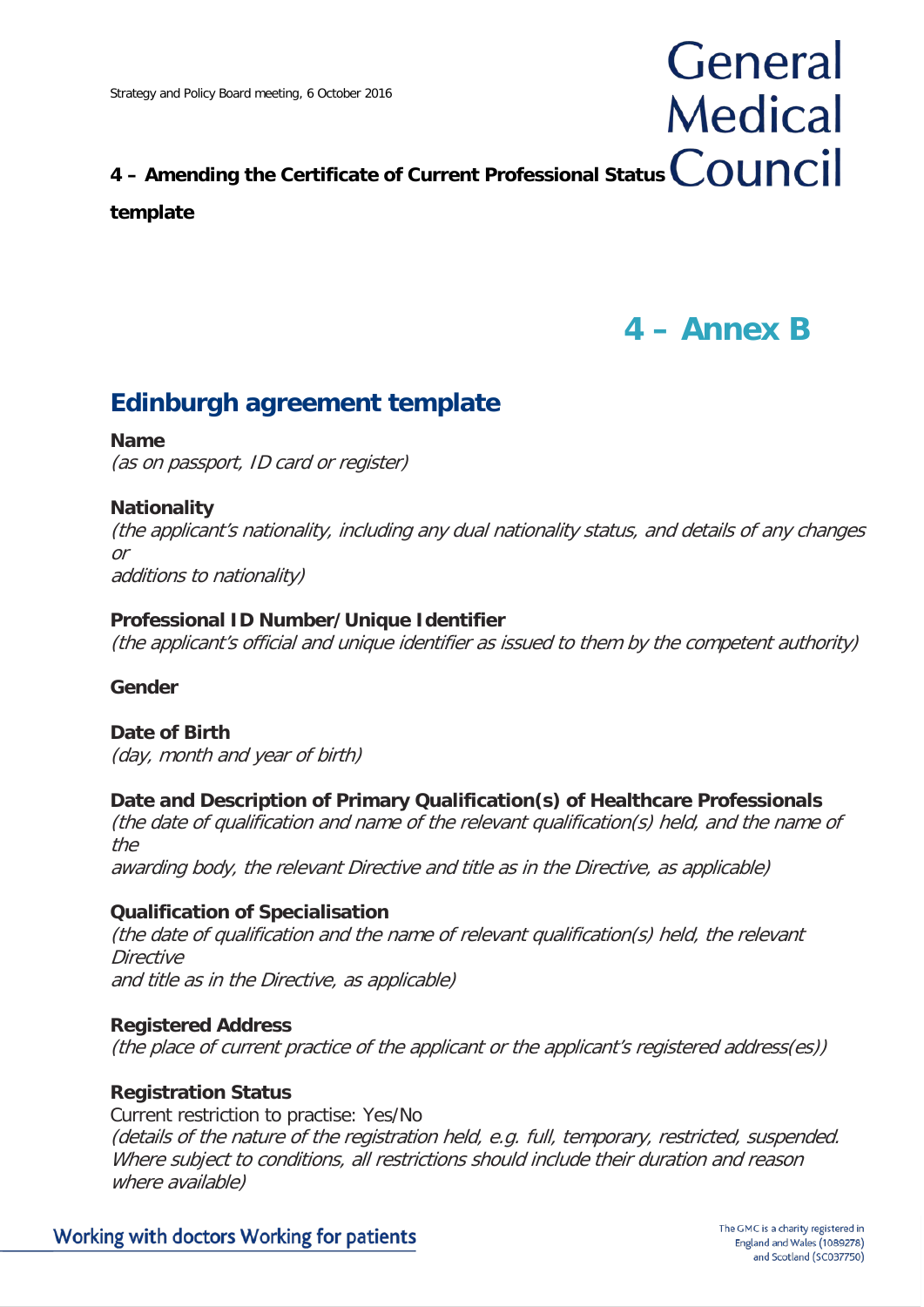**4 – Amending the Certificate of Current Professional Status template**

# 4 – Annex B

## Edinburgh agreement template

**Name**
*(as on passport, ID card or register)*

**Nationality**
*(the applicant's nationality, including any dual nationality status, and details of any changes or additions to nationality)*

**Professional ID Number/Unique Identifier**
*(the applicant's official and unique identifier as issued to them by the competent authority)*

**Gender**

**Date of Birth**
*(day, month and year of birth)*

**Date and Description of Primary Qualification(s) of Healthcare Professionals**
*(the date of qualification and name of the relevant qualification(s) held, and the name of the awarding body, the relevant Directive and title as in the Directive, as applicable)*

**Qualification of Specialisation**
*(the date of qualification and the name of relevant qualification(s) held, the relevant Directive and title as in the Directive, as applicable)*

**Registered Address**
*(the place of current practice of the applicant or the applicant's registered address(es))*

**Registration Status**
Current restriction to practise: Yes/No
*(details of the nature of the registration held, e.g. full, temporary, restricted, suspended. Where subject to conditions, all restrictions should include their duration and reason where available)*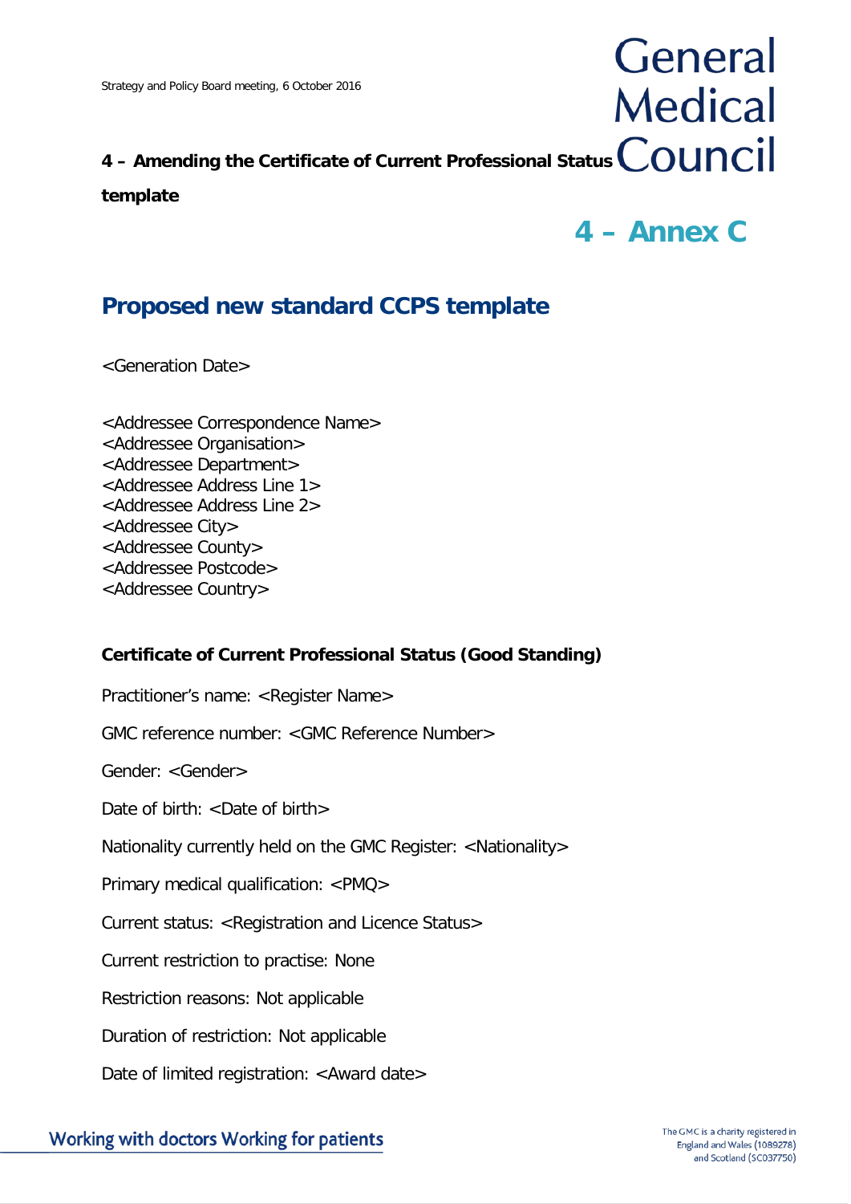**4 – Amending the Certificate of Current Professional Status template**

# 4 – Annex C

## Proposed new standard CCPS template

<Generation Date>

<Addressee Correspondence Name>
<Addressee Organisation>
<Addressee Department>
<Addressee Address Line 1>
<Addressee Address Line 2>
<Addressee City>
<Addressee County>
<Addressee Postcode>
<Addressee Country>

**Certificate of Current Professional Status (Good Standing)**

Practitioner's name: <Register Name>

GMC reference number: <GMC Reference Number>

Gender: <Gender>

Date of birth: <Date of birth>

Nationality currently held on the GMC Register: <Nationality>

Primary medical qualification: <PMQ>

Current status: <Registration and Licence Status>

Current restriction to practise: None

Restriction reasons: Not applicable

Duration of restriction: Not applicable

Date of limited registration: <Award date>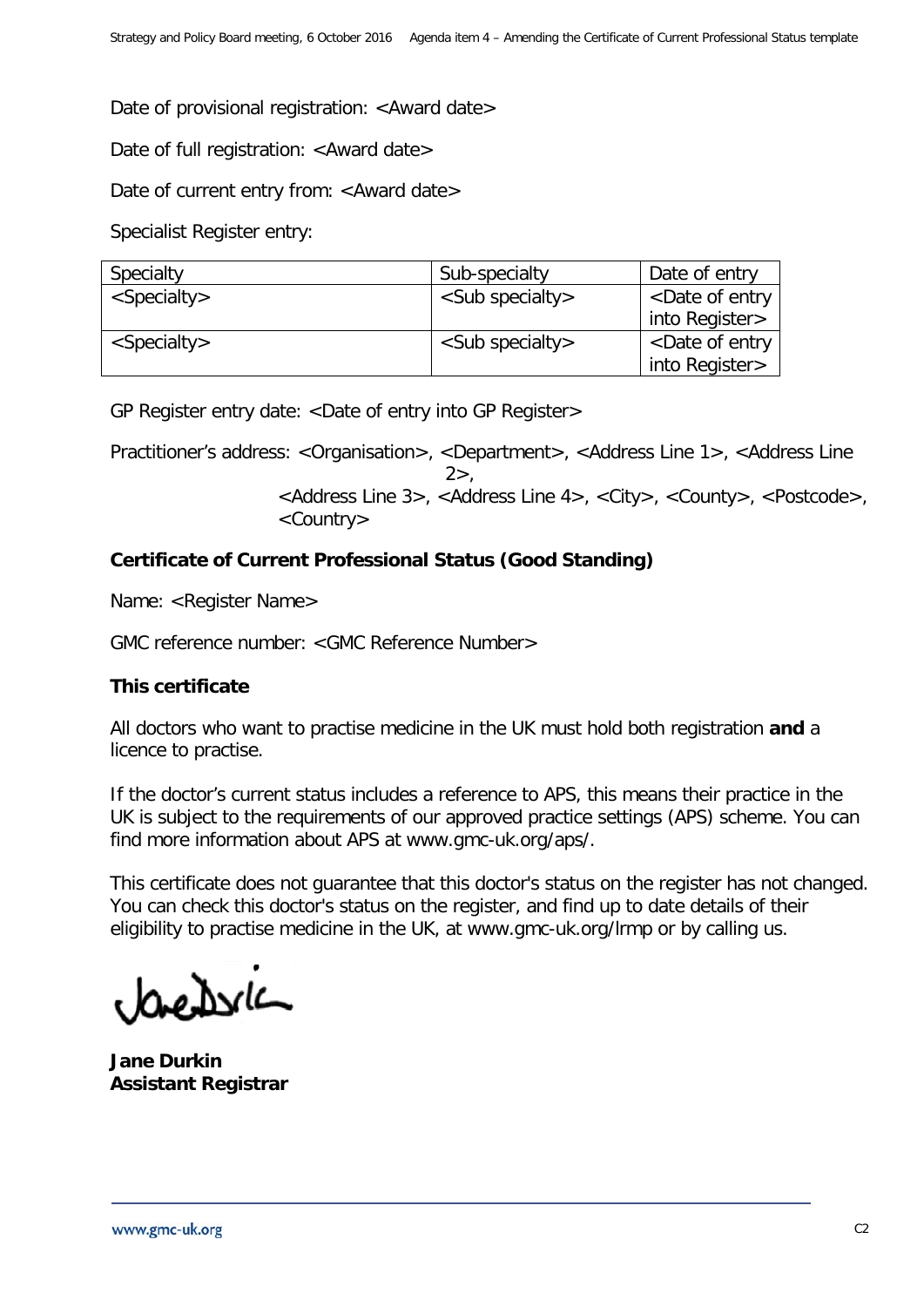Date of provisional registration: <Award date>

Date of full registration: <Award date>

Date of current entry from: <Award date>

Specialist Register entry:

| Specialty | Sub-specialty | Date of entry |
|---|---|---|
| <Specialty> | <Sub specialty> | <Date of entry into Register> |
| <Specialty> | <Sub specialty> | <Date of entry into Register> |

GP Register entry date: <Date of entry into GP Register>

Practitioner's address: <Organisation>, <Department>, <Address Line 1>, <Address Line 2>, <Address Line 3>, <Address Line 4>, <City>, <County>, <Postcode>, <Country>

**Certificate of Current Professional Status (Good Standing)**

Name: <Register Name>

GMC reference number: <GMC Reference Number>

**This certificate**

All doctors who want to practise medicine in the UK must hold both registration **and** a licence to practise.

If the doctor's current status includes a reference to APS, this means their practice in the UK is subject to the requirements of our approved practice settings (APS) scheme. You can find more information about APS at www.gmc-uk.org/aps/.

This certificate does not guarantee that this doctor's status on the register has not changed. You can check this doctor's status on the register, and find up to date details of their eligibility to practise medicine in the UK, at www.gmc-uk.org/lrmp or by calling us.

**Jane Durkin**
**Assistant Registrar**